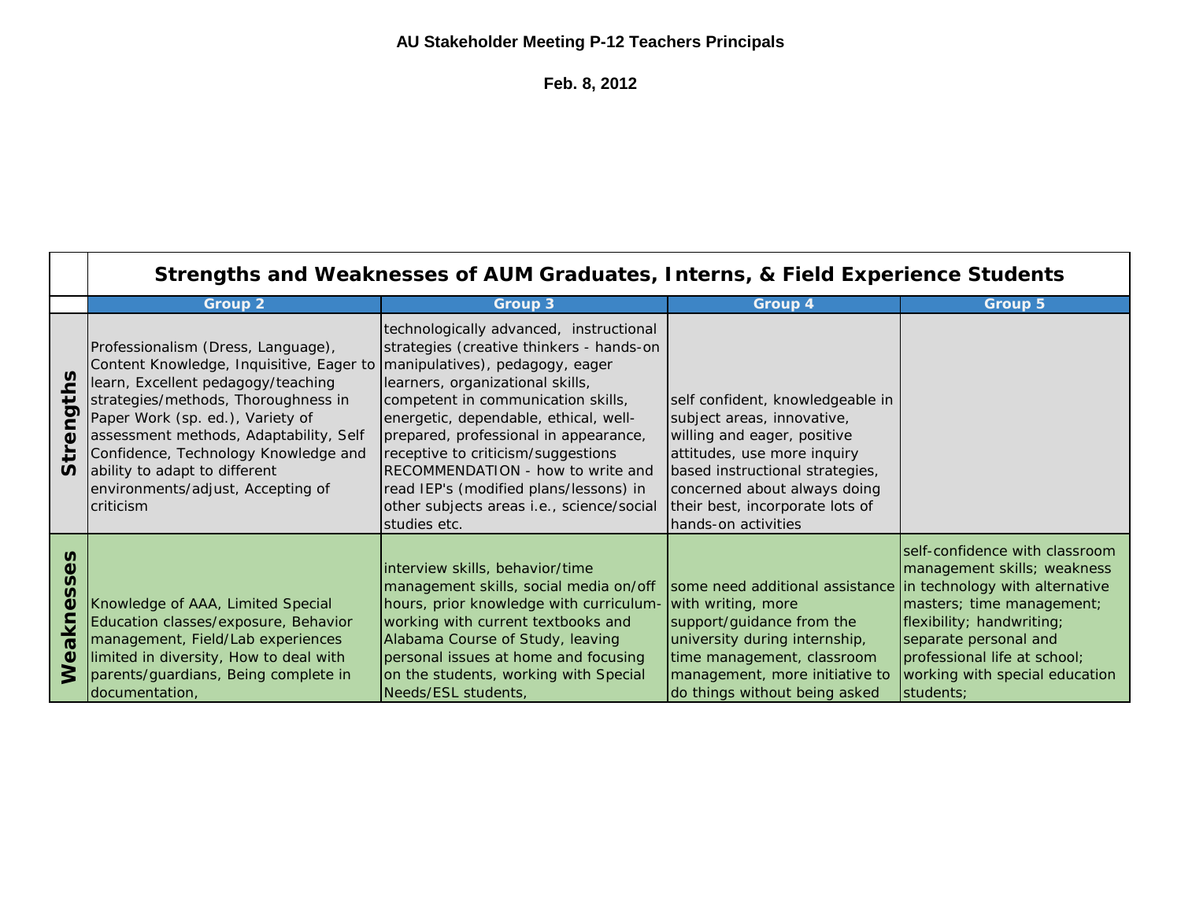**AU Stakeholder Meeting P-12 Teachers Principals**

**Feb. 8, 2012**

| | **Strengths and Weaknesses of AUM Graduates, Interns, & Field Experience Students** | | | |
|---|---|---|---|---|
| | **Group 2** | **Group 3** | **Group 4** | **Group 5** |
| **Strengths** | Professionalism (Dress, Language), Content Knowledge, Inquisitive, Eager to learn, Excellent pedagogy/teaching strategies/methods, Thoroughness in Paper Work (sp. ed.), Variety of assessment methods, Adaptability, Self Confidence, Technology Knowledge and ability to adapt to different environments/adjust, Accepting of criticism | technologically advanced, instructional strategies (creative thinkers - hands-on manipulatives), pedagogy, eager learners, organizational skills, competent in communication skills, energetic, dependable, ethical, well-prepared, professional in appearance, receptive to criticism/suggestions RECOMMENDATION - how to write and read IEP's (modified plans/lessons) in other subjects areas i.e., science/social studies etc. | self confident, knowledgeable in subject areas, innovative, willing and eager, positive attitudes, use more inquiry based instructional strategies, concerned about always doing their best, incorporate lots of hands-on activities | |
| **Weaknesses** | Knowledge of AAA, Limited Special Education classes/exposure, Behavior management, Field/Lab experiences limited in diversity, How to deal with parents/guardians, Being complete in documentation, | interview skills, behavior/time management skills, social media on/off hours, prior knowledge with curriculum-working with current textbooks and Alabama Course of Study, leaving personal issues at home and focusing on the students, working with Special Needs/ESL students, | some need additional assistance with writing, more support/guidance from the university during internship, time management, classroom management, more initiative to do things without being asked | self-confidence with classroom management skills; weakness in technology with alternative masters; time management; flexibility; handwriting; separate personal and professional life at school; working with special education students; |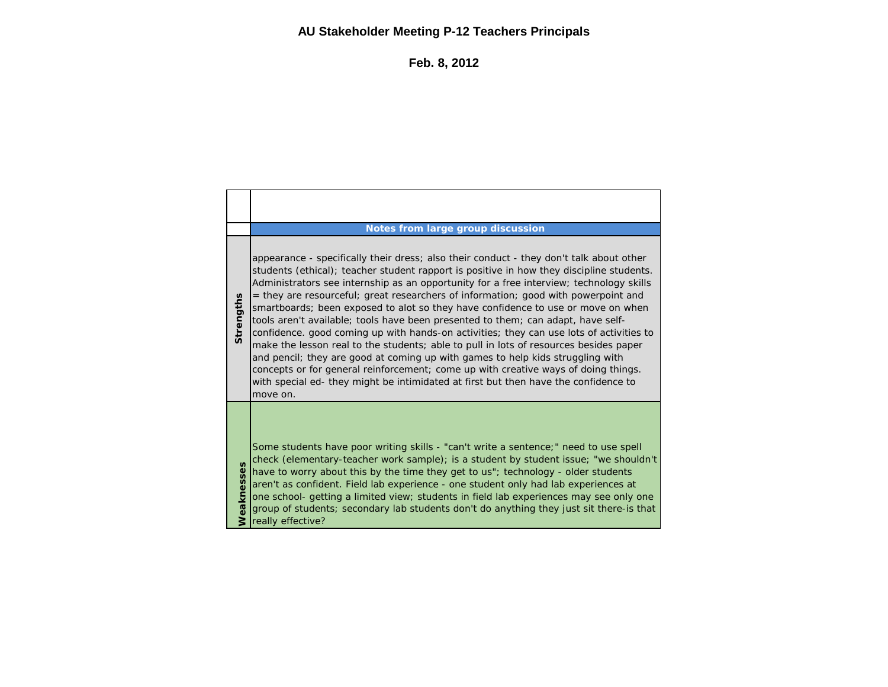## AU Stakeholder Meeting P-12 Teachers Principals

**Feb. 8, 2012**

| | Notes from large group discussion |
|---|---|
| **Strengths** | appearance - specifically their dress; also their conduct - they don't talk about other students (ethical); teacher student rapport is positive in how they discipline students. Administrators see internship as an opportunity for a free interview; technology skills = they are resourceful; great researchers of information; good with powerpoint and smartboards; been exposed to alot so they have confidence to use or move on when tools aren't available; tools have been presented to them; can adapt, have self-confidence. good coming up with hands-on activities; they can use lots of activities to make the lesson real to the students; able to pull in lots of resources besides paper and pencil; they are good at coming up with games to help kids struggling with concepts or for general reinforcement; come up with creative ways of doing things. with special ed- they might be intimidated at first but then have the confidence to move on. |
| **Weaknesses** | Some students have poor writing skills - "can't write a sentence;" need to use spell check (elementary-teacher work sample); is a student by student issue; "we shouldn't have to worry about this by the time they get to us"; technology - older students aren't as confident. Field lab experience - one student only had lab experiences at one school- getting a limited view; students in field lab experiences may see only one group of students; secondary lab students don't do anything they just sit there-is that really effective? |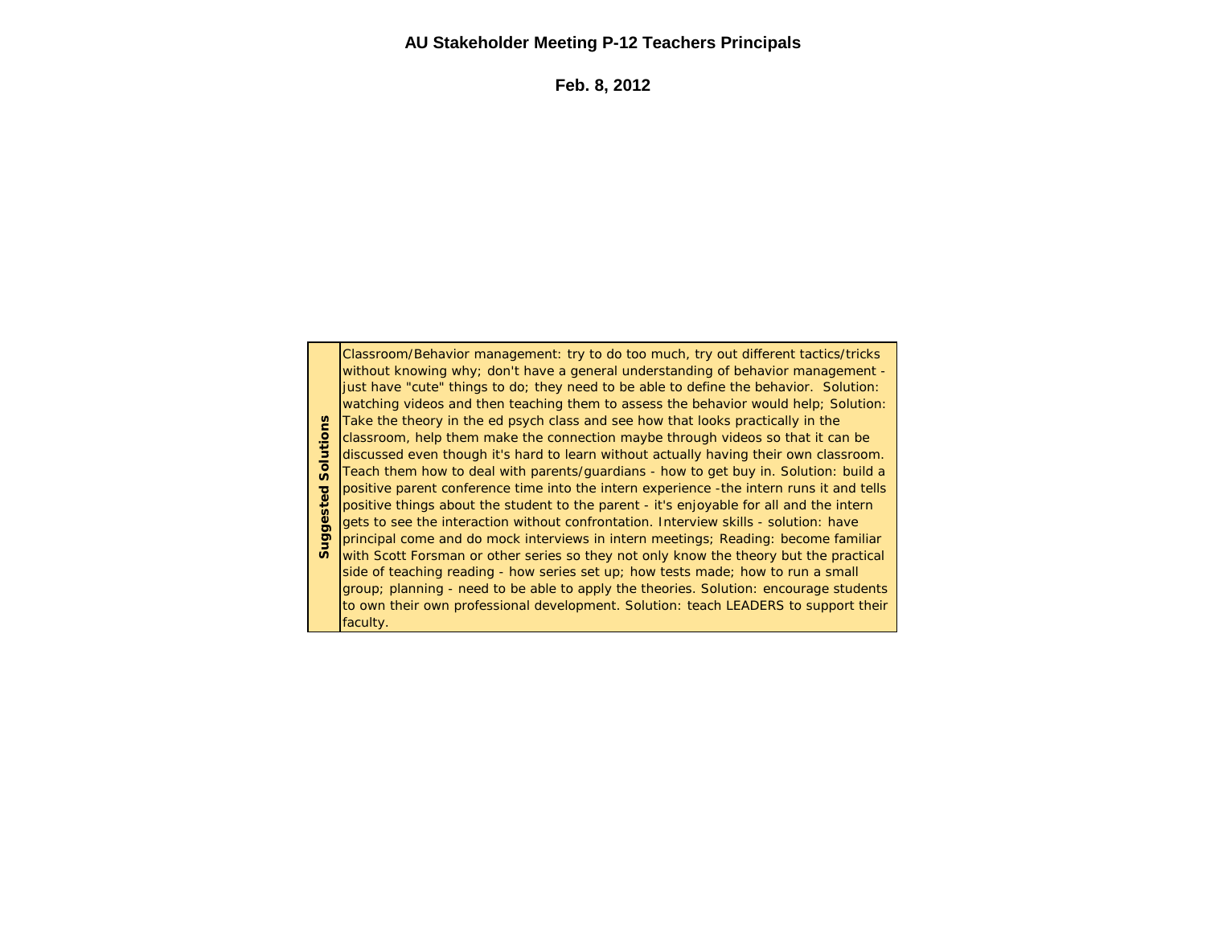**AU Stakeholder Meeting P-12 Teachers Principals**

**Feb. 8, 2012**

| | |
|---|---|
| **Suggested Solutions** | Classroom/Behavior management: try to do too much, try out different tactics/tricks without knowing why; don't have a general understanding of behavior management - just have "cute" things to do; they need to be able to define the behavior. Solution: watching videos and then teaching them to assess the behavior would help; Solution: Take the theory in the ed psych class and see how that looks practically in the classroom, help them make the connection maybe through videos so that it can be discussed even though it's hard to learn without actually having their own classroom. Teach them how to deal with parents/guardians - how to get buy in. Solution: build a positive parent conference time into the intern experience -the intern runs it and tells positive things about the student to the parent - it's enjoyable for all and the intern gets to see the interaction without confrontation. Interview skills - solution: have principal come and do mock interviews in intern meetings; Reading: become familiar with Scott Forsman or other series so they not only know the theory but the practical side of teaching reading - how series set up; how tests made; how to run a small group; planning - need to be able to apply the theories. Solution: encourage students to own their own professional development. Solution: teach LEADERS to support their faculty. |